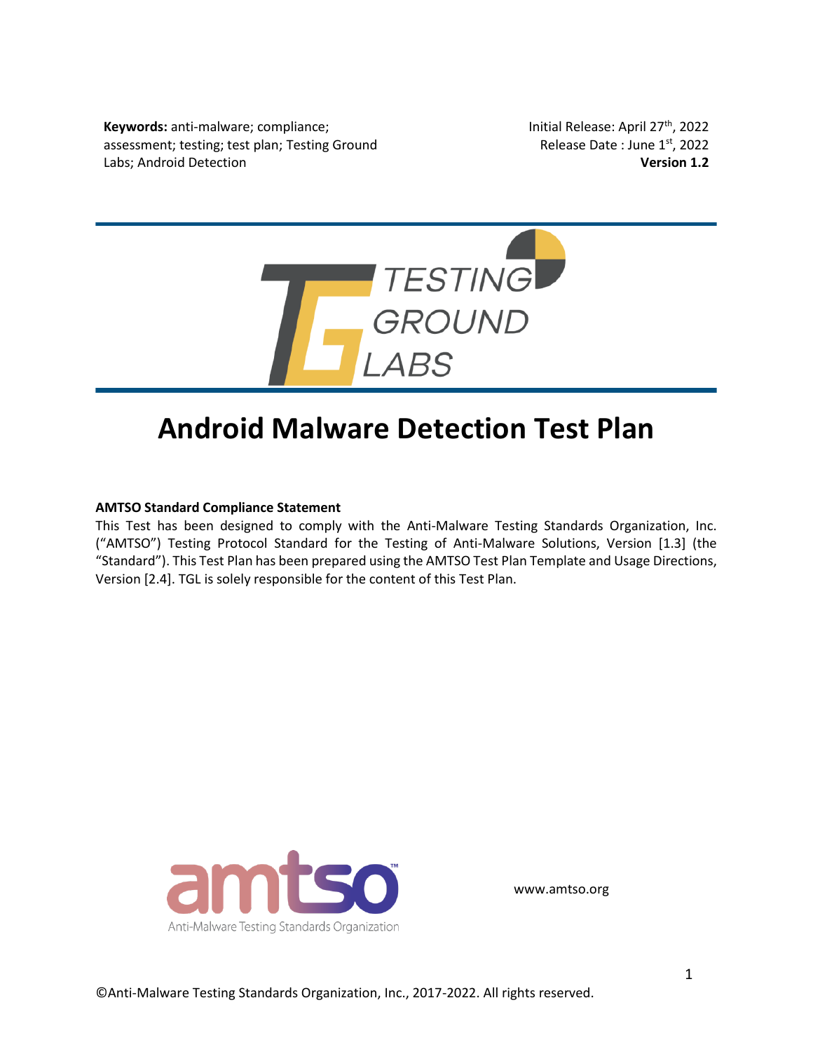**Keywords:** anti-malware; compliance; assessment; testing; test plan; Testing Ground Labs; Android Detection

Initial Release: April 27th, 2022
Release Date : June 1st, 2022
**Version 1.2**

# Android Malware Detection Test Plan

**AMTSO Standard Compliance Statement**

This Test has been designed to comply with the Anti-Malware Testing Standards Organization, Inc. ("AMTSO") Testing Protocol Standard for the Testing of Anti-Malware Solutions, Version [1.3] (the "Standard"). This Test Plan has been prepared using the AMTSO Test Plan Template and Usage Directions, Version [2.4]. TGL is solely responsible for the content of this Test Plan.

www.amtso.org

©Anti-Malware Testing Standards Organization, Inc., 2017-2022. All rights reserved.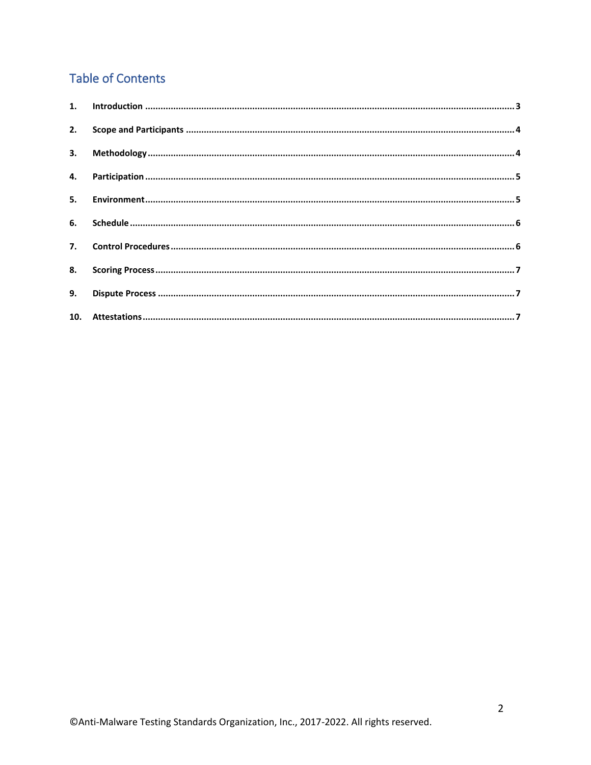## Table of Contents

1. **Introduction** ........................................................................................................ 3
2. **Scope and Participants** ........................................................................................ 4
3. **Methodology** ........................................................................................................ 4
4. **Participation** ........................................................................................................ 5
5. **Environment** ........................................................................................................ 5
6. **Schedule** ............................................................................................................. 6
7. **Control Procedures** .............................................................................................. 6
8. **Scoring Process** ................................................................................................... 7
9. **Dispute Process** ................................................................................................... 7
10. **Attestations** ........................................................................................................ 7

©Anti-Malware Testing Standards Organization, Inc., 2017-2022. All rights reserved.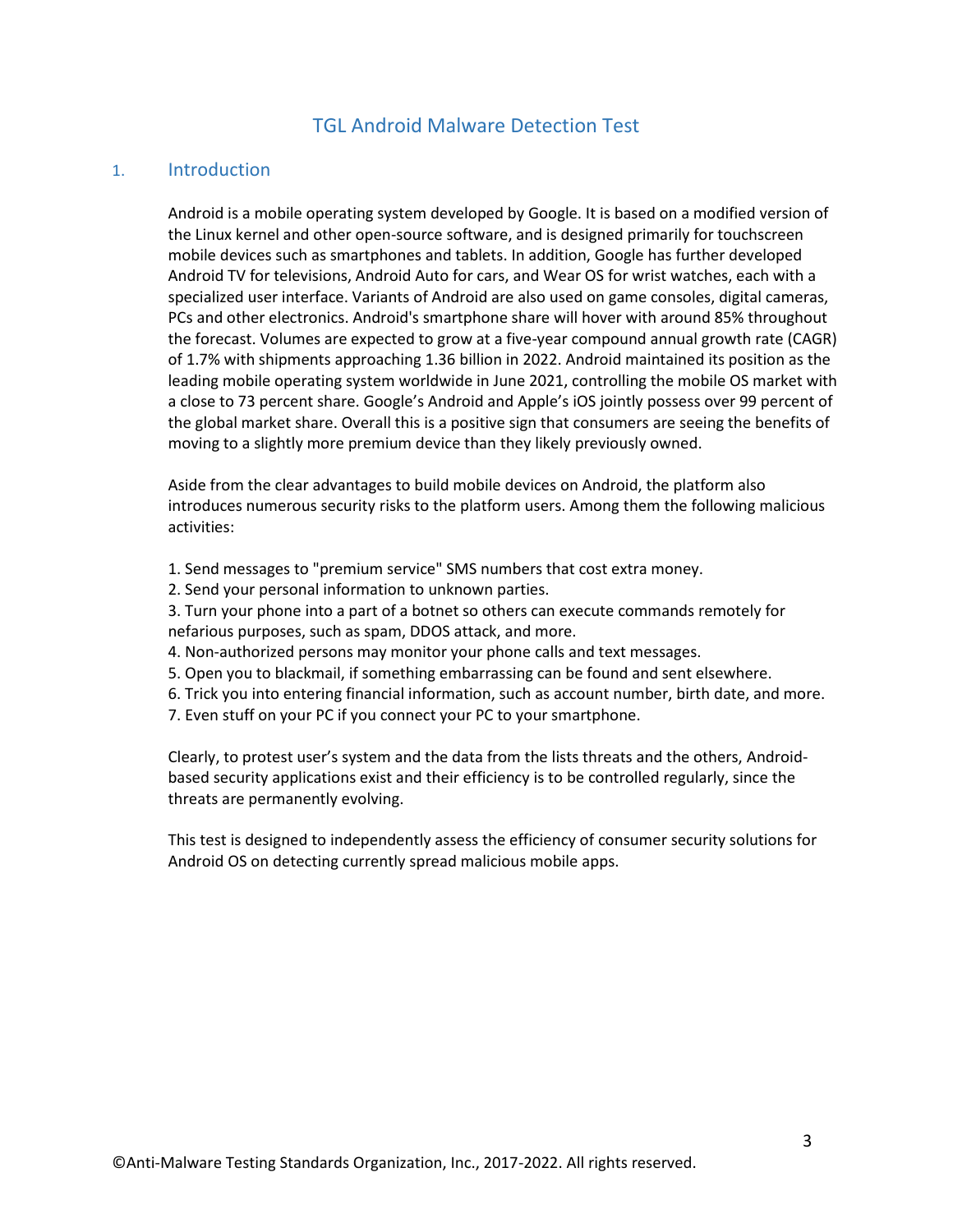# TGL Android Malware Detection Test

## 1. Introduction

Android is a mobile operating system developed by Google. It is based on a modified version of the Linux kernel and other open-source software, and is designed primarily for touchscreen mobile devices such as smartphones and tablets. In addition, Google has further developed Android TV for televisions, Android Auto for cars, and Wear OS for wrist watches, each with a specialized user interface. Variants of Android are also used on game consoles, digital cameras, PCs and other electronics. Android's smartphone share will hover with around 85% throughout the forecast. Volumes are expected to grow at a five-year compound annual growth rate (CAGR) of 1.7% with shipments approaching 1.36 billion in 2022. Android maintained its position as the leading mobile operating system worldwide in June 2021, controlling the mobile OS market with a close to 73 percent share. Google's Android and Apple's iOS jointly possess over 99 percent of the global market share. Overall this is a positive sign that consumers are seeing the benefits of moving to a slightly more premium device than they likely previously owned.

Aside from the clear advantages to build mobile devices on Android, the platform also introduces numerous security risks to the platform users. Among them the following malicious activities:

1. Send messages to "premium service" SMS numbers that cost extra money.
2. Send your personal information to unknown parties.
3. Turn your phone into a part of a botnet so others can execute commands remotely for nefarious purposes, such as spam, DDOS attack, and more.
4. Non-authorized persons may monitor your phone calls and text messages.
5. Open you to blackmail, if something embarrassing can be found and sent elsewhere.
6. Trick you into entering financial information, such as account number, birth date, and more.
7. Even stuff on your PC if you connect your PC to your smartphone.

Clearly, to protest user's system and the data from the lists threats and the others, Android-based security applications exist and their efficiency is to be controlled regularly, since the threats are permanently evolving.

This test is designed to independently assess the efficiency of consumer security solutions for Android OS on detecting currently spread malicious mobile apps.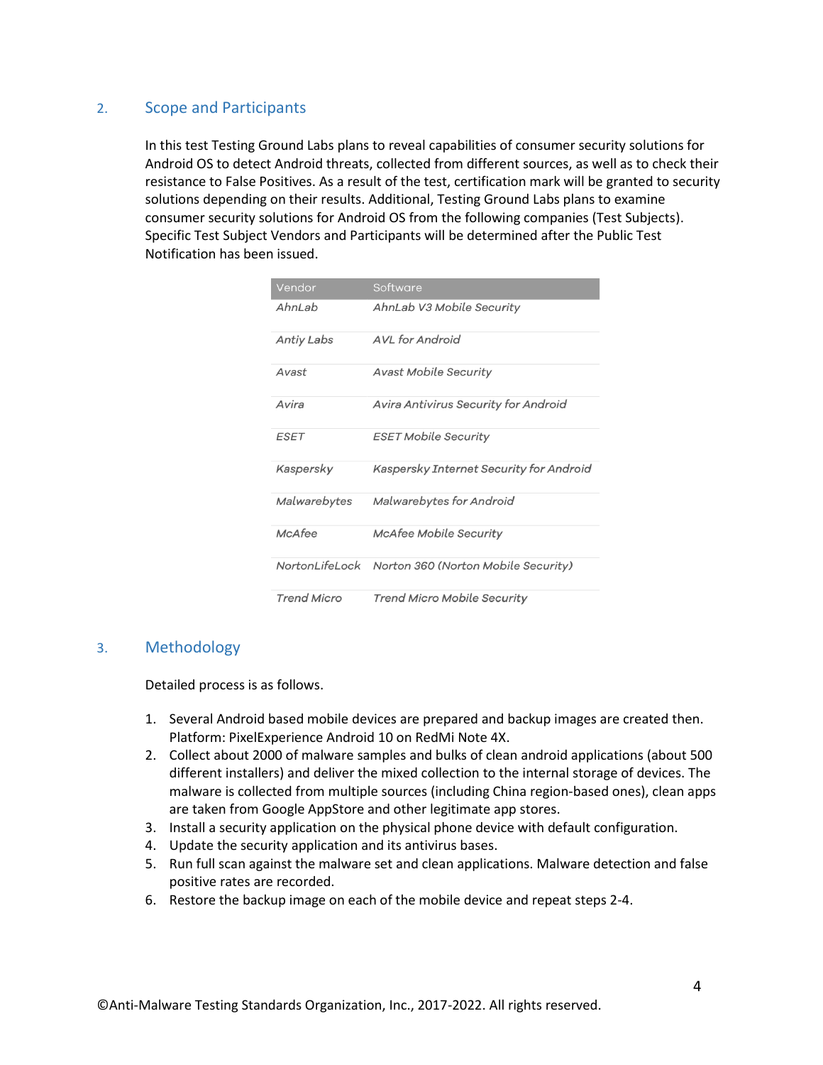## 2. Scope and Participants

In this test Testing Ground Labs plans to reveal capabilities of consumer security solutions for Android OS to detect Android threats, collected from different sources, as well as to check their resistance to False Positives. As a result of the test, certification mark will be granted to security solutions depending on their results. Additional, Testing Ground Labs plans to examine consumer security solutions for Android OS from the following companies (Test Subjects). Specific Test Subject Vendors and Participants will be determined after the Public Test Notification has been issued.

| Vendor | Software |
|---|---|
| *AhnLab* | *AhnLab V3 Mobile Security* |
| *Antiy Labs* | *AVL for Android* |
| *Avast* | *Avast Mobile Security* |
| *Avira* | *Avira Antivirus Security for Android* |
| *ESET* | *ESET Mobile Security* |
| *Kaspersky* | *Kaspersky Internet Security for Android* |
| *Malwarebytes* | *Malwarebytes for Android* |
| *McAfee* | *McAfee Mobile Security* |
| *NortonLifeLock* | *Norton 360 (Norton Mobile Security)* |
| *Trend Micro* | *Trend Micro Mobile Security* |

## 3. Methodology

Detailed process is as follows.

1. Several Android based mobile devices are prepared and backup images are created then. Platform: PixelExperience Android 10 on RedMi Note 4X.
2. Collect about 2000 of malware samples and bulks of clean android applications (about 500 different installers) and deliver the mixed collection to the internal storage of devices. The malware is collected from multiple sources (including China region-based ones), clean apps are taken from Google AppStore and other legitimate app stores.
3. Install a security application on the physical phone device with default configuration.
4. Update the security application and its antivirus bases.
5. Run full scan against the malware set and clean applications. Malware detection and false positive rates are recorded.
6. Restore the backup image on each of the mobile device and repeat steps 2-4.

©Anti-Malware Testing Standards Organization, Inc., 2017-2022. All rights reserved.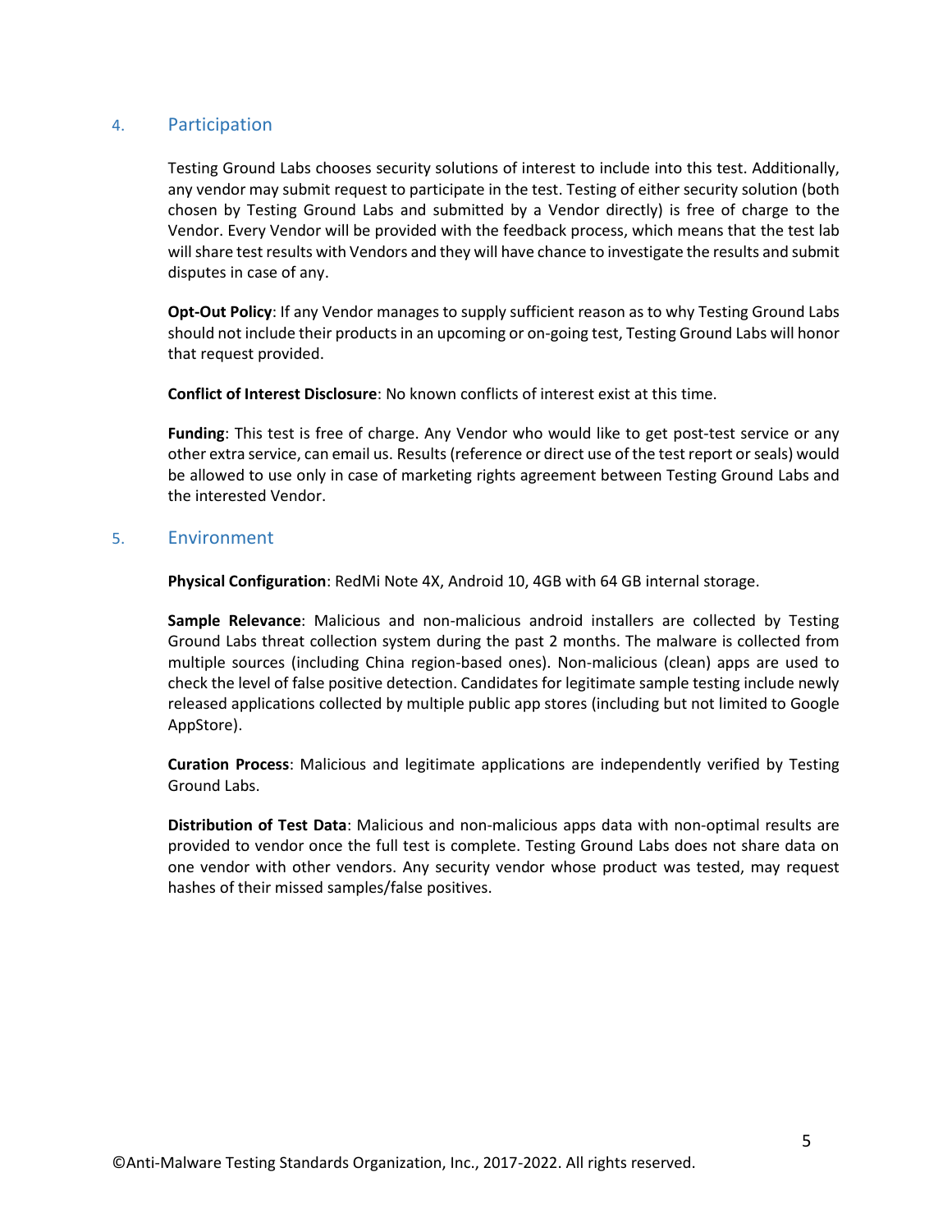## 4. Participation

Testing Ground Labs chooses security solutions of interest to include into this test. Additionally, any vendor may submit request to participate in the test. Testing of either security solution (both chosen by Testing Ground Labs and submitted by a Vendor directly) is free of charge to the Vendor. Every Vendor will be provided with the feedback process, which means that the test lab will share test results with Vendors and they will have chance to investigate the results and submit disputes in case of any.

**Opt-Out Policy**: If any Vendor manages to supply sufficient reason as to why Testing Ground Labs should not include their products in an upcoming or on-going test, Testing Ground Labs will honor that request provided.

**Conflict of Interest Disclosure**: No known conflicts of interest exist at this time.

**Funding**: This test is free of charge. Any Vendor who would like to get post-test service or any other extra service, can email us. Results (reference or direct use of the test report or seals) would be allowed to use only in case of marketing rights agreement between Testing Ground Labs and the interested Vendor.

## 5. Environment

**Physical Configuration**: RedMi Note 4X, Android 10, 4GB with 64 GB internal storage.

**Sample Relevance**: Malicious and non-malicious android installers are collected by Testing Ground Labs threat collection system during the past 2 months. The malware is collected from multiple sources (including China region-based ones). Non-malicious (clean) apps are used to check the level of false positive detection. Candidates for legitimate sample testing include newly released applications collected by multiple public app stores (including but not limited to Google AppStore).

**Curation Process**: Malicious and legitimate applications are independently verified by Testing Ground Labs.

**Distribution of Test Data**: Malicious and non-malicious apps data with non-optimal results are provided to vendor once the full test is complete. Testing Ground Labs does not share data on one vendor with other vendors. Any security vendor whose product was tested, may request hashes of their missed samples/false positives.

©Anti-Malware Testing Standards Organization, Inc., 2017-2022. All rights reserved.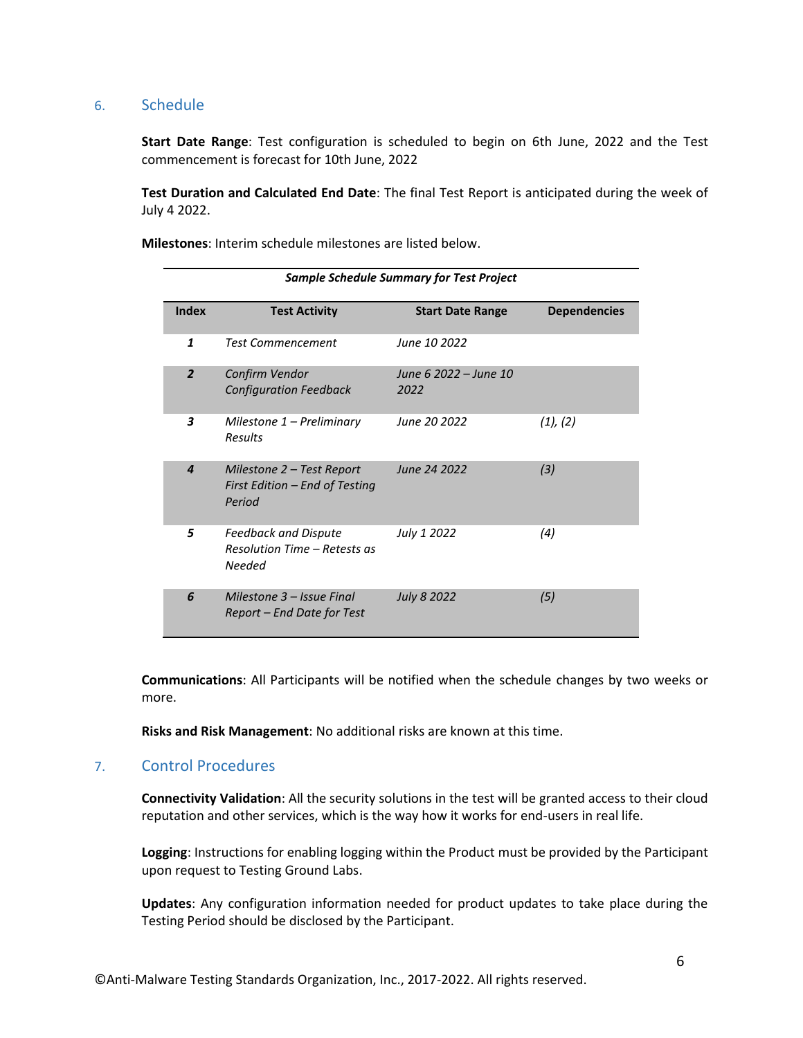## 6. Schedule

**Start Date Range**: Test configuration is scheduled to begin on 6th June, 2022 and the Test commencement is forecast for 10th June, 2022

**Test Duration and Calculated End Date**: The final Test Report is anticipated during the week of July 4 2022.

**Milestones**: Interim schedule milestones are listed below.

***Sample Schedule Summary for Test Project***

| Index | Test Activity | Start Date Range | Dependencies |
|---|---|---|---|
| ***1*** | *Test Commencement* | *June 10 2022* | |
| ***2*** | *Confirm Vendor Configuration Feedback* | *June 6 2022 – June 10 2022* | |
| ***3*** | *Milestone 1 – Preliminary Results* | *June 20 2022* | *(1), (2)* |
| ***4*** | *Milestone 2 – Test Report First Edition – End of Testing Period* | *June 24 2022* | *(3)* |
| ***5*** | *Feedback and Dispute Resolution Time – Retests as Needed* | *July 1 2022* | *(4)* |
| ***6*** | *Milestone 3 – Issue Final Report – End Date for Test* | *July 8 2022* | *(5)* |

**Communications**: All Participants will be notified when the schedule changes by two weeks or more.

**Risks and Risk Management**: No additional risks are known at this time.

## 7. Control Procedures

**Connectivity Validation**: All the security solutions in the test will be granted access to their cloud reputation and other services, which is the way how it works for end-users in real life.

**Logging**: Instructions for enabling logging within the Product must be provided by the Participant upon request to Testing Ground Labs.

**Updates**: Any configuration information needed for product updates to take place during the Testing Period should be disclosed by the Participant.

©Anti-Malware Testing Standards Organization, Inc., 2017-2022. All rights reserved.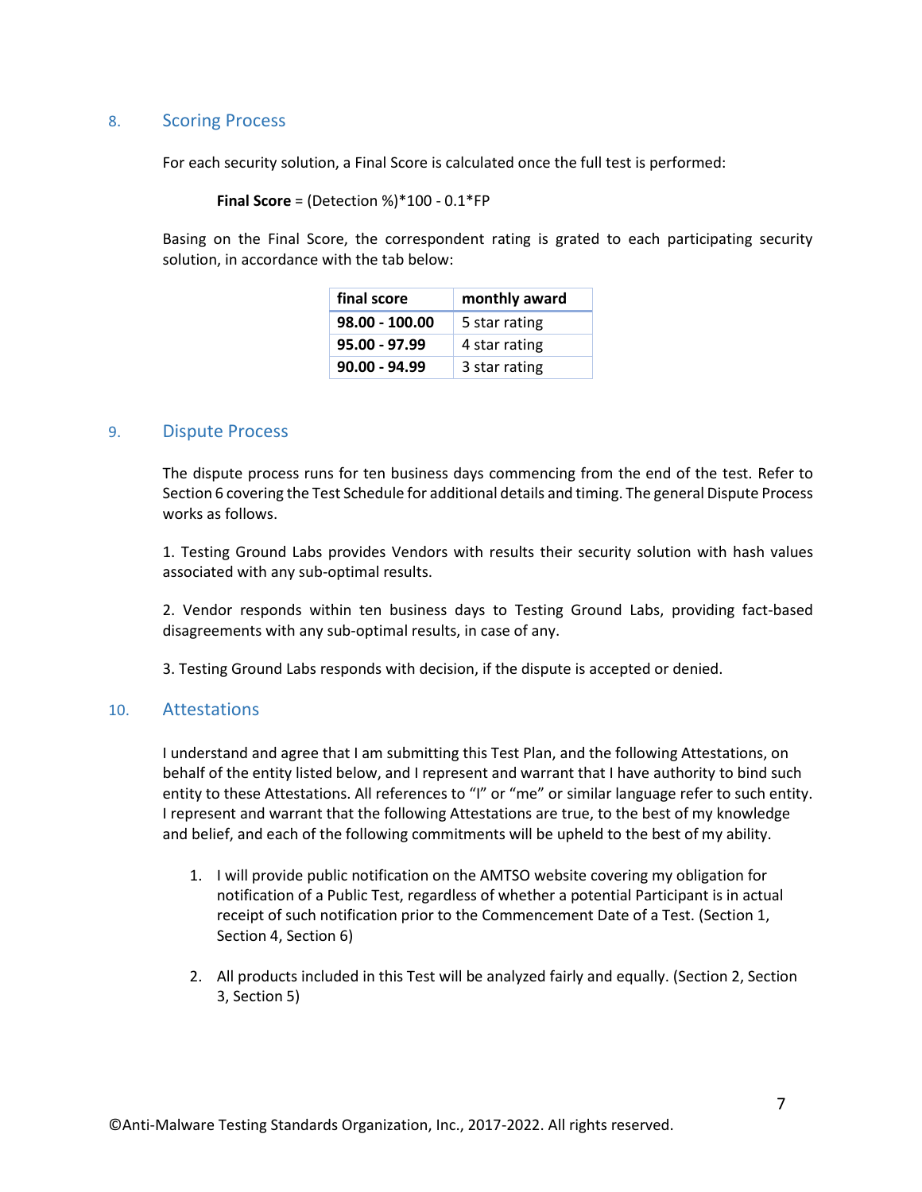## 8. Scoring Process

For each security solution, a Final Score is calculated once the full test is performed:

**Final Score** = (Detection %)*100 - 0.1*FP

Basing on the Final Score, the correspondent rating is grated to each participating security solution, in accordance with the tab below:

| final score | monthly award |
|---|---|
| **98.00 - 100.00** | 5 star rating |
| **95.00 - 97.99** | 4 star rating |
| **90.00 - 94.99** | 3 star rating |

## 9. Dispute Process

The dispute process runs for ten business days commencing from the end of the test. Refer to Section 6 covering the Test Schedule for additional details and timing. The general Dispute Process works as follows.

1. Testing Ground Labs provides Vendors with results their security solution with hash values associated with any sub-optimal results.

2. Vendor responds within ten business days to Testing Ground Labs, providing fact-based disagreements with any sub-optimal results, in case of any.

3. Testing Ground Labs responds with decision, if the dispute is accepted or denied.

## 10. Attestations

I understand and agree that I am submitting this Test Plan, and the following Attestations, on behalf of the entity listed below, and I represent and warrant that I have authority to bind such entity to these Attestations. All references to "I" or "me" or similar language refer to such entity. I represent and warrant that the following Attestations are true, to the best of my knowledge and belief, and each of the following commitments will be upheld to the best of my ability.

1. I will provide public notification on the AMTSO website covering my obligation for notification of a Public Test, regardless of whether a potential Participant is in actual receipt of such notification prior to the Commencement Date of a Test. (Section 1, Section 4, Section 6)

2. All products included in this Test will be analyzed fairly and equally. (Section 2, Section 3, Section 5)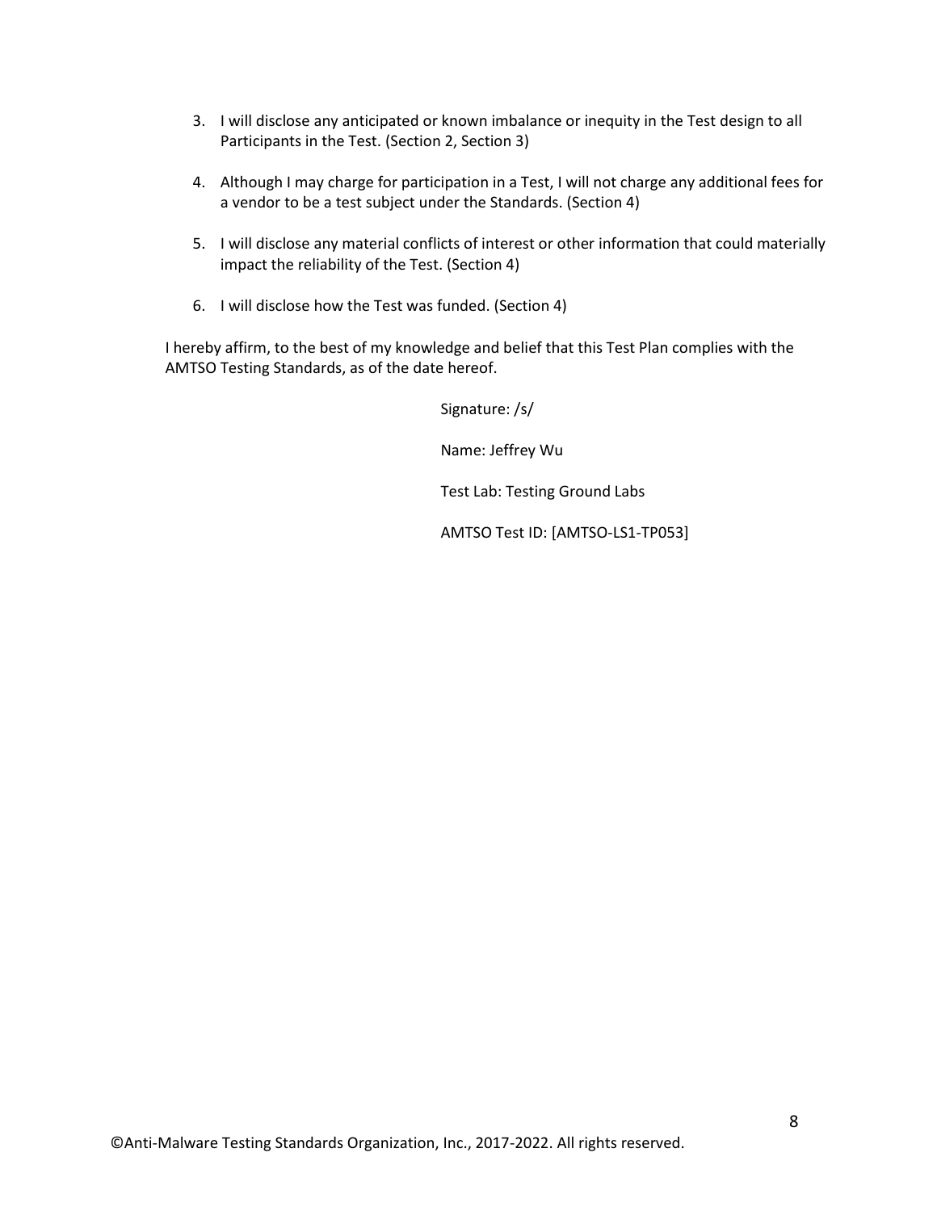3. I will disclose any anticipated or known imbalance or inequity in the Test design to all Participants in the Test. (Section 2, Section 3)

4. Although I may charge for participation in a Test, I will not charge any additional fees for a vendor to be a test subject under the Standards. (Section 4)

5. I will disclose any material conflicts of interest or other information that could materially impact the reliability of the Test. (Section 4)

6. I will disclose how the Test was funded. (Section 4)

I hereby affirm, to the best of my knowledge and belief that this Test Plan complies with the AMTSO Testing Standards, as of the date hereof.

Signature: /s/

Name: Jeffrey Wu

Test Lab: Testing Ground Labs

AMTSO Test ID: [AMTSO-LS1-TP053]

©Anti-Malware Testing Standards Organization, Inc., 2017-2022. All rights reserved.